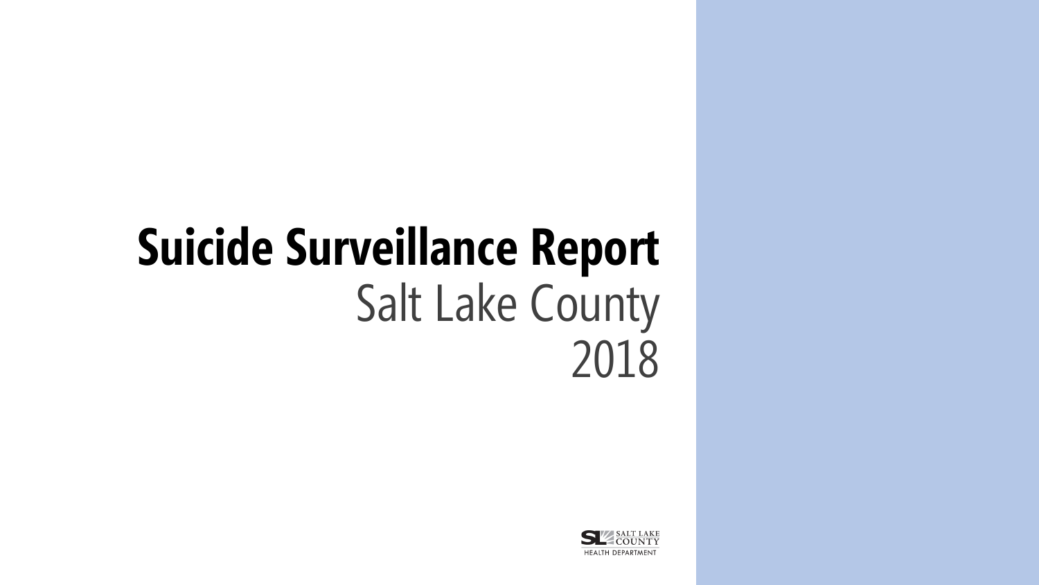# Suicide Surveillance Report

Salt Lake County

2018

SALT LAKE COUNTY HEALTH DEPARTMENT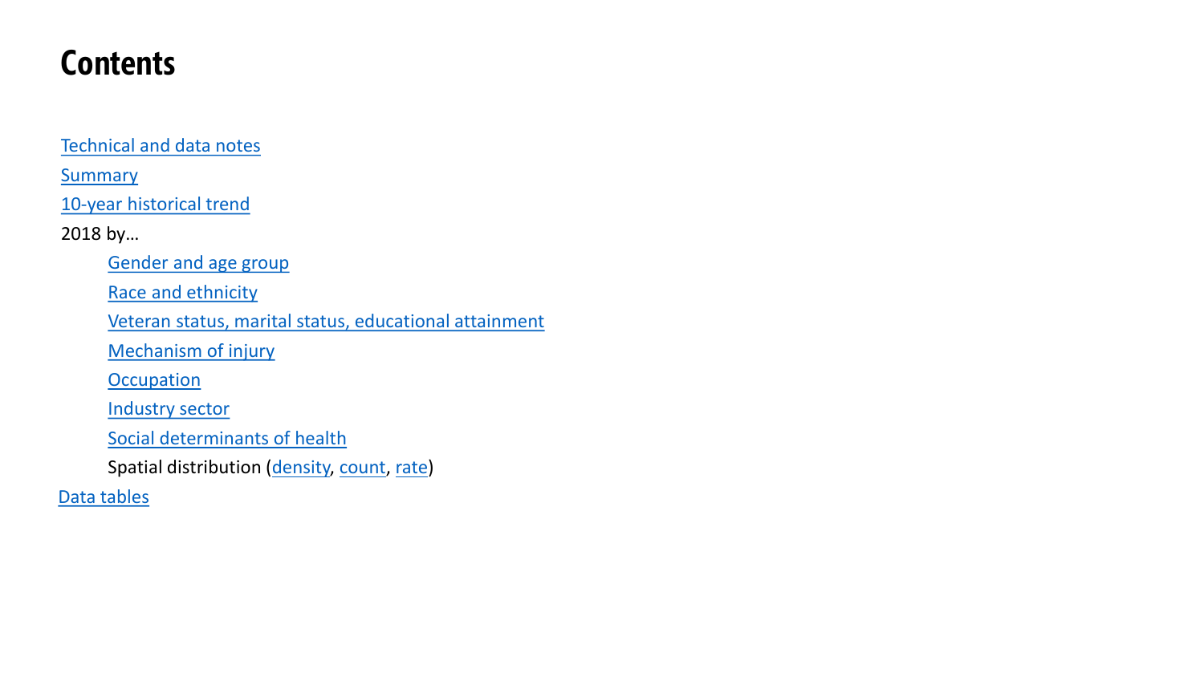# Contents

- Technical and data notes
- Summary
- 10-year historical trend
- 2018 by…
  - Gender and age group
  - Race and ethnicity
  - Veteran status, marital status, educational attainment
  - Mechanism of injury
  - Occupation
  - Industry sector
  - Social determinants of health
  - Spatial distribution (density, count, rate)
- Data tables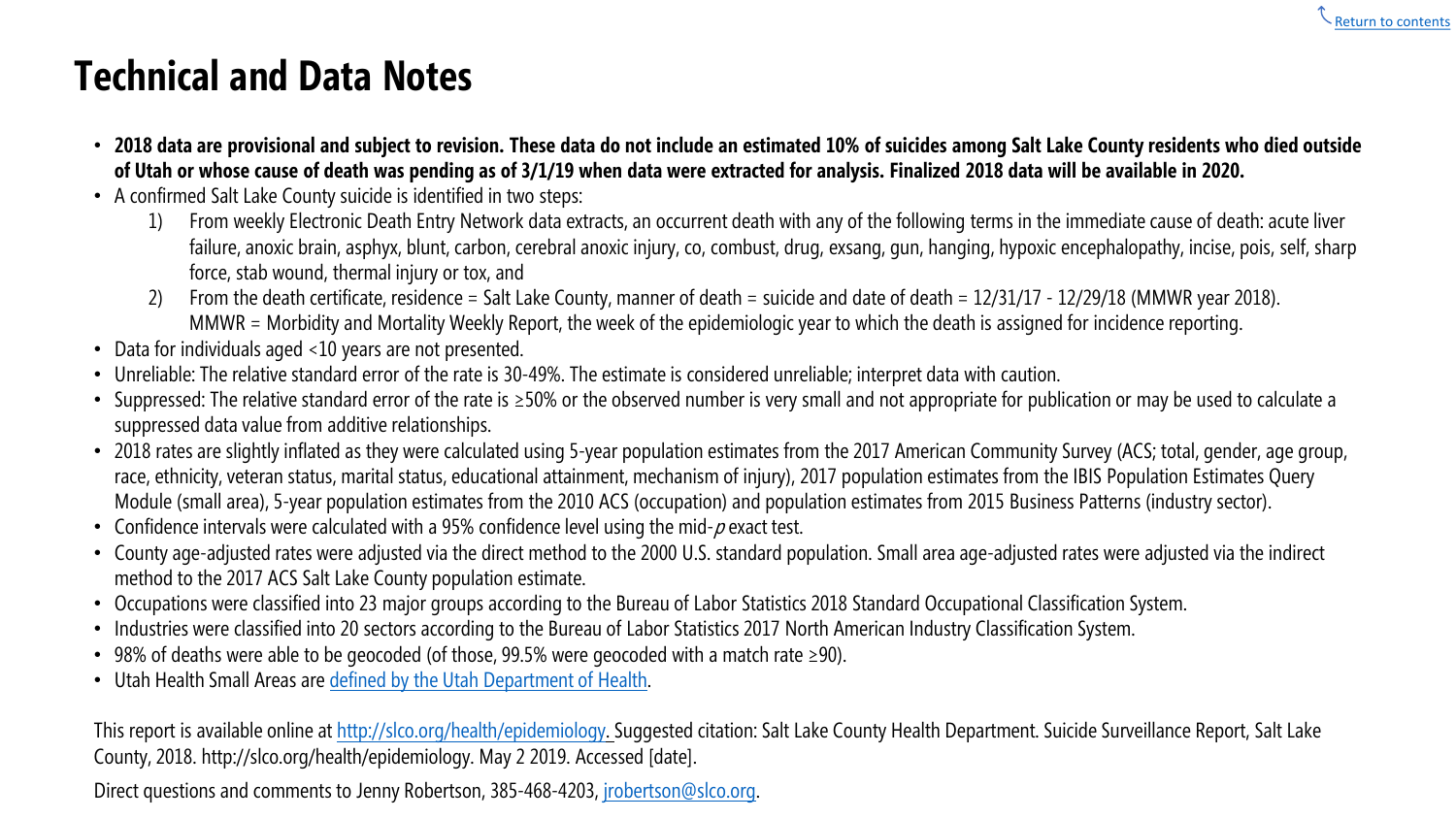# Technical and Data Notes

- **2018 data are provisional and subject to revision. These data do not include an estimated 10% of suicides among Salt Lake County residents who died outside of Utah or whose cause of death was pending as of 3/1/19 when data were extracted for analysis. Finalized 2018 data will be available in 2020.**
- A confirmed Salt Lake County suicide is identified in two steps:
  1) From weekly Electronic Death Entry Network data extracts, an occurrent death with any of the following terms in the immediate cause of death: acute liver failure, anoxic brain, asphyx, blunt, carbon, cerebral anoxic injury, co, combust, drug, exsang, gun, hanging, hypoxic encephalopathy, incise, pois, self, sharp force, stab wound, thermal injury or tox, and
  2) From the death certificate, residence = Salt Lake County, manner of death = suicide and date of death = 12/31/17 - 12/29/18 (MMWR year 2018). MMWR = Morbidity and Mortality Weekly Report, the week of the epidemiologic year to which the death is assigned for incidence reporting.
- Data for individuals aged <10 years are not presented.
- Unreliable: The relative standard error of the rate is 30-49%. The estimate is considered unreliable; interpret data with caution.
- Suppressed: The relative standard error of the rate is ≥50% or the observed number is very small and not appropriate for publication or may be used to calculate a suppressed data value from additive relationships.
- 2018 rates are slightly inflated as they were calculated using 5-year population estimates from the 2017 American Community Survey (ACS; total, gender, age group, race, ethnicity, veteran status, marital status, educational attainment, mechanism of injury), 2017 population estimates from the IBIS Population Estimates Query Module (small area), 5-year population estimates from the 2010 ACS (occupation) and population estimates from 2015 Business Patterns (industry sector).
- Confidence intervals were calculated with a 95% confidence level using the mid-*p* exact test.
- County age-adjusted rates were adjusted via the direct method to the 2000 U.S. standard population. Small area age-adjusted rates were adjusted via the indirect method to the 2017 ACS Salt Lake County population estimate.
- Occupations were classified into 23 major groups according to the Bureau of Labor Statistics 2018 Standard Occupational Classification System.
- Industries were classified into 20 sectors according to the Bureau of Labor Statistics 2017 North American Industry Classification System.
- 98% of deaths were able to be geocoded (of those, 99.5% were geocoded with a match rate ≥90).
- Utah Health Small Areas are defined by the Utah Department of Health.

This report is available online at http://slco.org/health/epidemiology. Suggested citation: Salt Lake County Health Department. Suicide Surveillance Report, Salt Lake County, 2018. http://slco.org/health/epidemiology. May 2 2019. Accessed [date].

Direct questions and comments to Jenny Robertson, 385-468-4203, jrobertson@slco.org.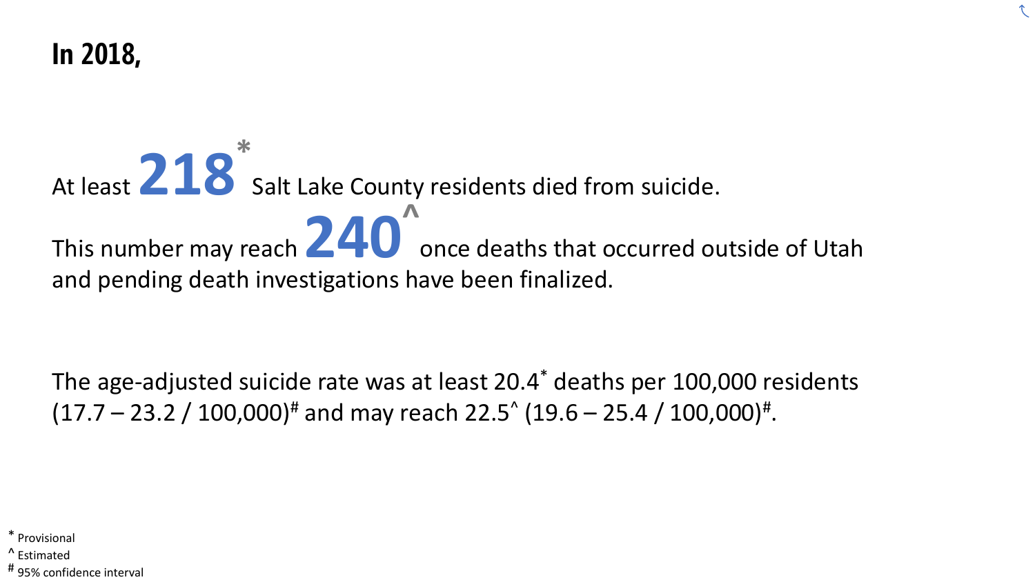# In 2018,

At least **218*** Salt Lake County residents died from suicide.

This number may reach **240^** once deaths that occurred outside of Utah and pending death investigations have been finalized.

The age-adjusted suicide rate was at least 20.4* deaths per 100,000 residents (17.7 – 23.2 / 100,000)# and may reach 22.5^ (19.6 – 25.4 / 100,000)#.

\* Provisional
^ Estimated
\# 95% confidence interval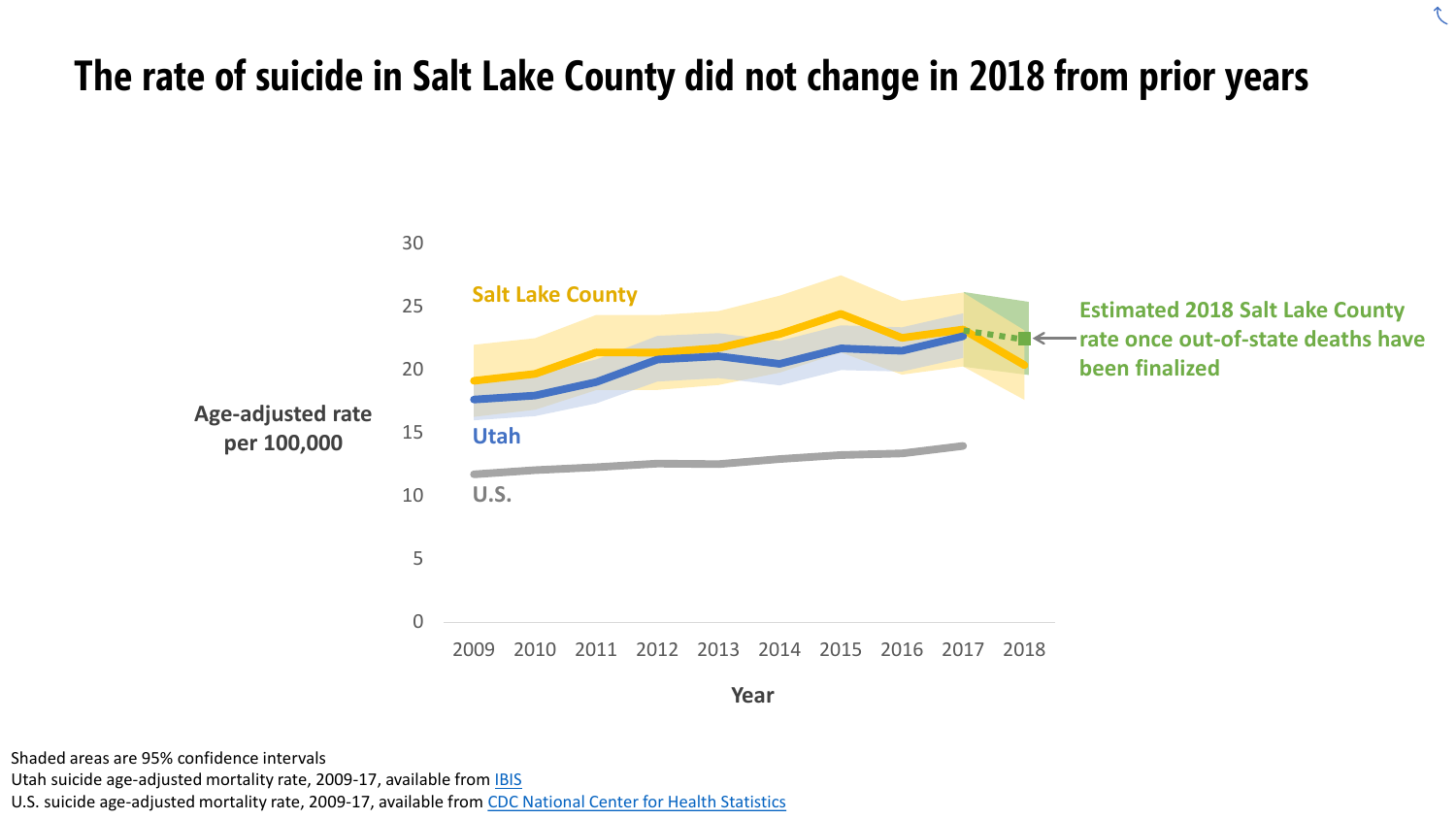# The rate of suicide in Salt Lake County did not change in 2018 from prior years

Shaded areas are 95% confidence intervals

Utah suicide age-adjusted mortality rate, 2009-17, available from IBIS

U.S. suicide age-adjusted mortality rate, 2009-17, available from CDC National Center for Health Statistics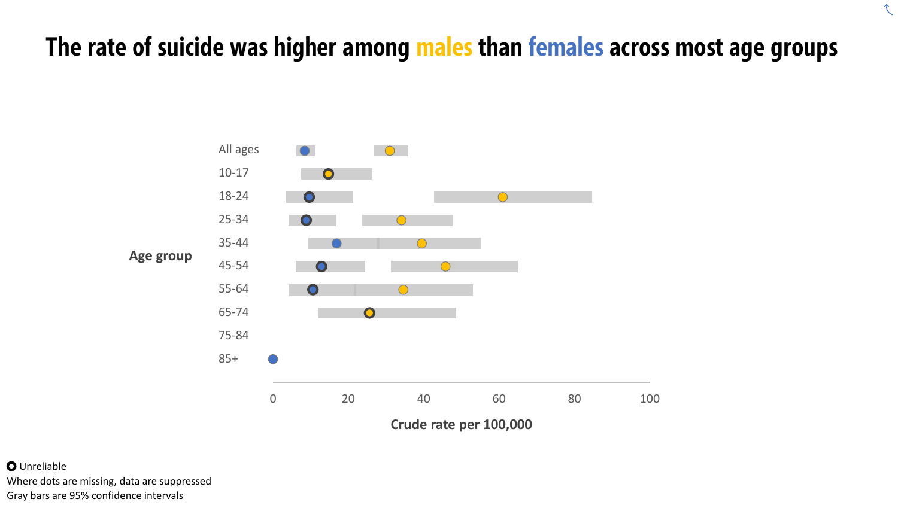# The rate of suicide was higher among males than females across most age groups

Age group

- All ages
- 10-17
- 18-24
- 25-34
- 35-44
- 45-54
- 55-64
- 65-74
- 75-84
- 85+

0 20 40 60 80 100

Crude rate per 100,000

● Unreliable

Where dots are missing, data are suppressed

Gray bars are 95% confidence intervals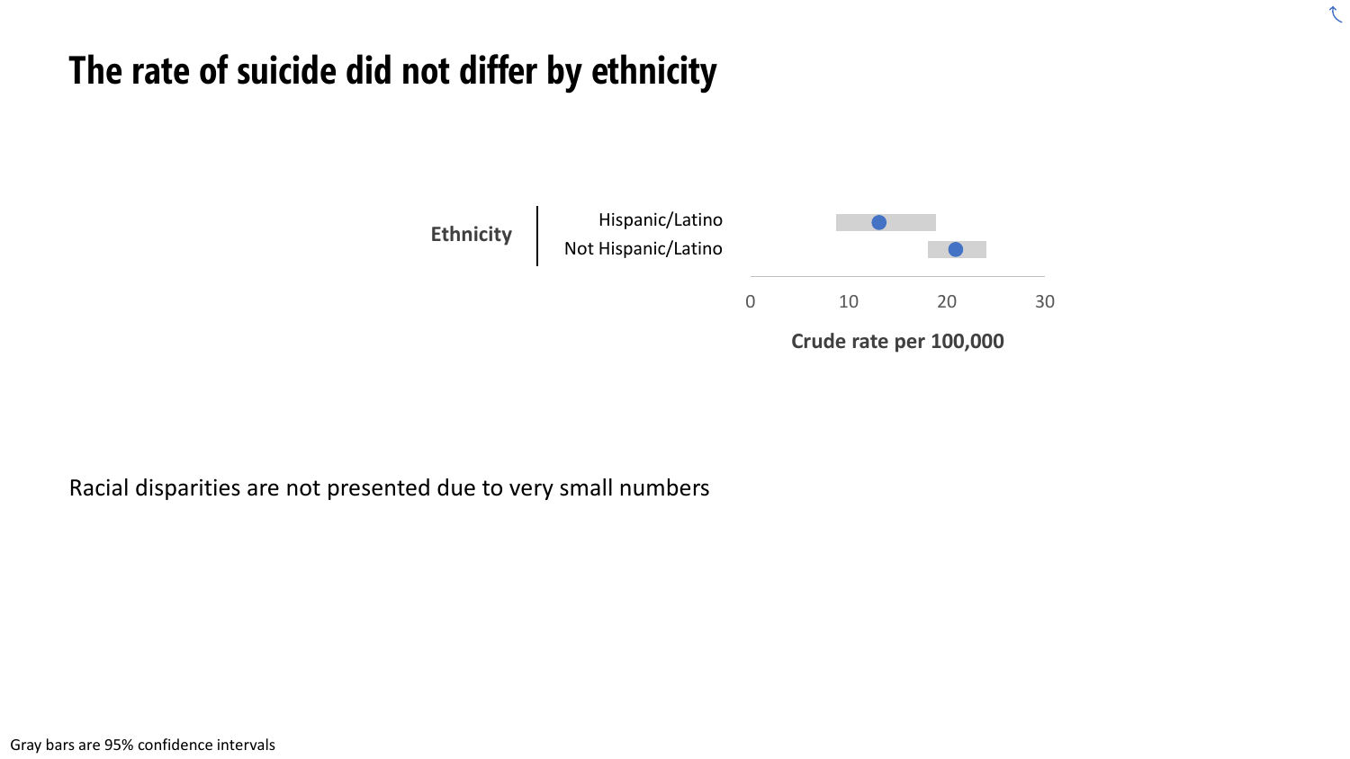# The rate of suicide did not differ by ethnicity

Ethnicity

Hispanic/Latino

Not Hispanic/Latino

0 10 20 30

Crude rate per 100,000

Racial disparities are not presented due to very small numbers

Gray bars are 95% confidence intervals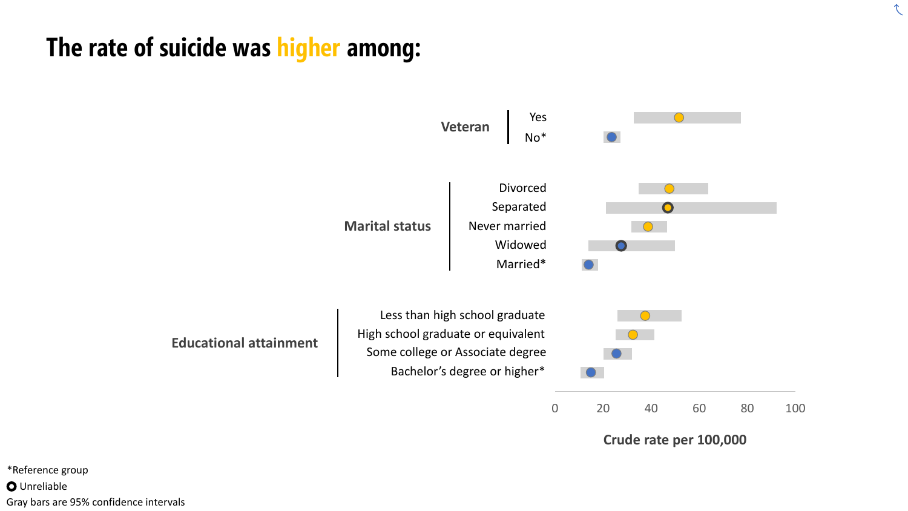# The rate of suicide was higher among:

**Veteran**
- Yes
- No*

**Marital status**
- Divorced
- Separated
- Never married
- Widowed
- Married*

**Educational attainment**
- Less than high school graduate
- High school graduate or equivalent
- Some college or Associate degree
- Bachelor's degree or higher*

0 20 40 60 80 100

**Crude rate per 100,000**

*Reference group

Unreliable

Gray bars are 95% confidence intervals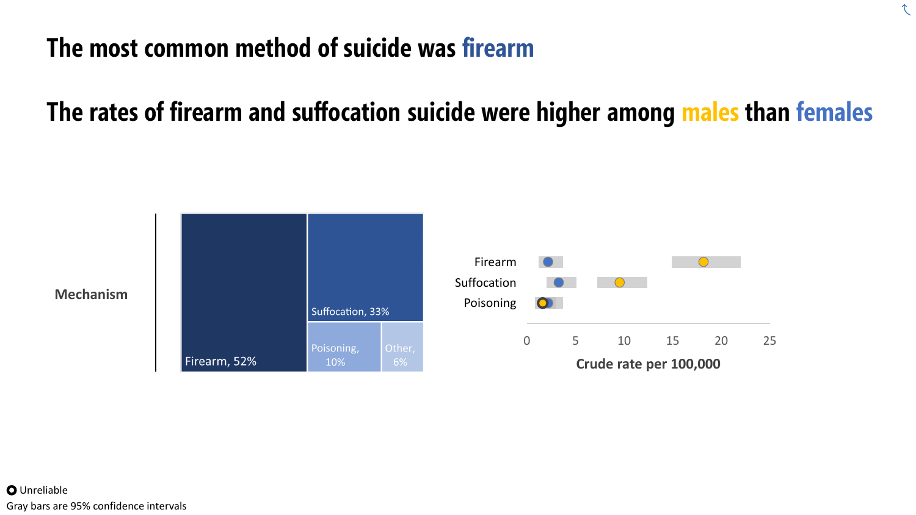# The most common method of suicide was firearm

## The rates of firearm and suffocation suicide were higher among males than females

Mechanism

Firearm, 52%

Suffocation, 33%

Poisoning, 10%

Other, 6%

Firearm

Suffocation

Poisoning

0 5 10 15 20 25

Crude rate per 100,000

Unreliable

Gray bars are 95% confidence intervals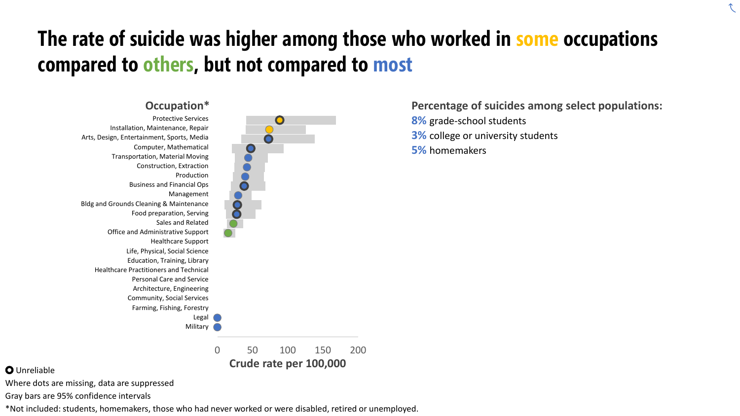# The rate of suicide was higher among those who worked in some occupations compared to others, but not compared to most

**Occupation***

- Protective Services
- Installation, Maintenance, Repair
- Arts, Design, Entertainment, Sports, Media
- Computer, Mathematical
- Transportation, Material Moving
- Construction, Extraction
- Production
- Business and Financial Ops
- Management
- Bldg and Grounds Cleaning & Maintenance
- Food preparation, Serving
- Sales and Related
- Office and Administrative Support
- Healthcare Support
- Life, Physical, Social Science
- Education, Training, Library
- Healthcare Practitioners and Technical
- Personal Care and Service
- Architecture, Engineering
- Community, Social Services
- Farming, Fishing, Forestry
- Legal
- Military

0 50 100 150 200

**Crude rate per 100,000**

**Percentage of suicides among select populations:**

**8%** grade-school students

**3%** college or university students

**5%** homemakers

○ Unreliable

Where dots are missing, data are suppressed

Gray bars are 95% confidence intervals

*Not included: students, homemakers, those who had never worked or were disabled, retired or unemployed.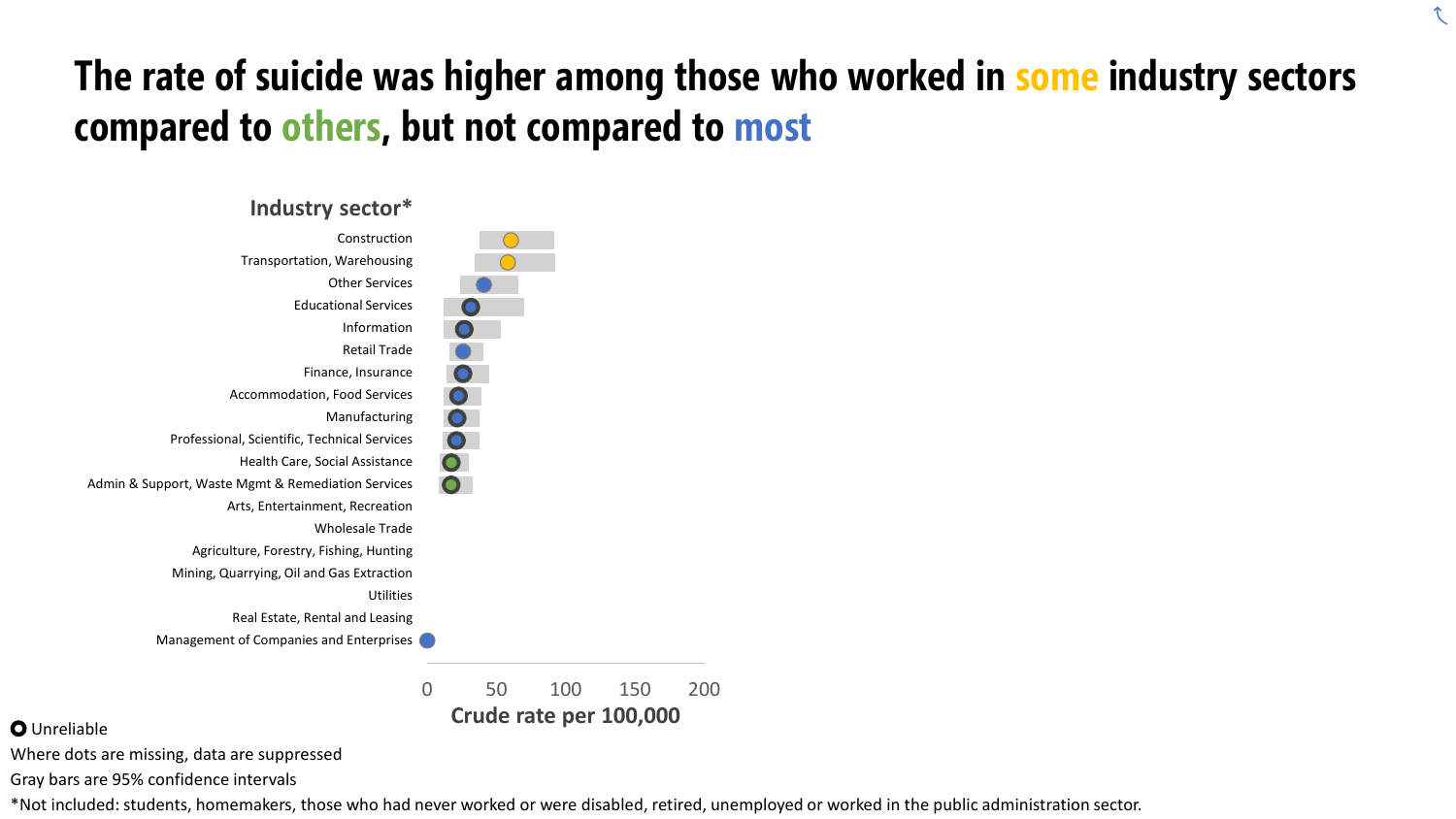# The rate of suicide was higher among those who worked in some industry sectors compared to others, but not compared to most

**Industry sector***

Construction

Transportation, Warehousing

Other Services

Educational Services

Information

Retail Trade

Finance, Insurance

Accommodation, Food Services

Manufacturing

Professional, Scientific, Technical Services

Health Care, Social Assistance

Admin & Support, Waste Mgmt & Remediation Services

Arts, Entertainment, Recreation

Wholesale Trade

Agriculture, Forestry, Fishing, Hunting

Mining, Quarrying, Oil and Gas Extraction

Utilities

Real Estate, Rental and Leasing

Management of Companies and Enterprises

0 50 100 150 200

**Crude rate per 100,000**

Unreliable

Where dots are missing, data are suppressed

Gray bars are 95% confidence intervals

*Not included: students, homemakers, those who had never worked or were disabled, retired, unemployed or worked in the public administration sector.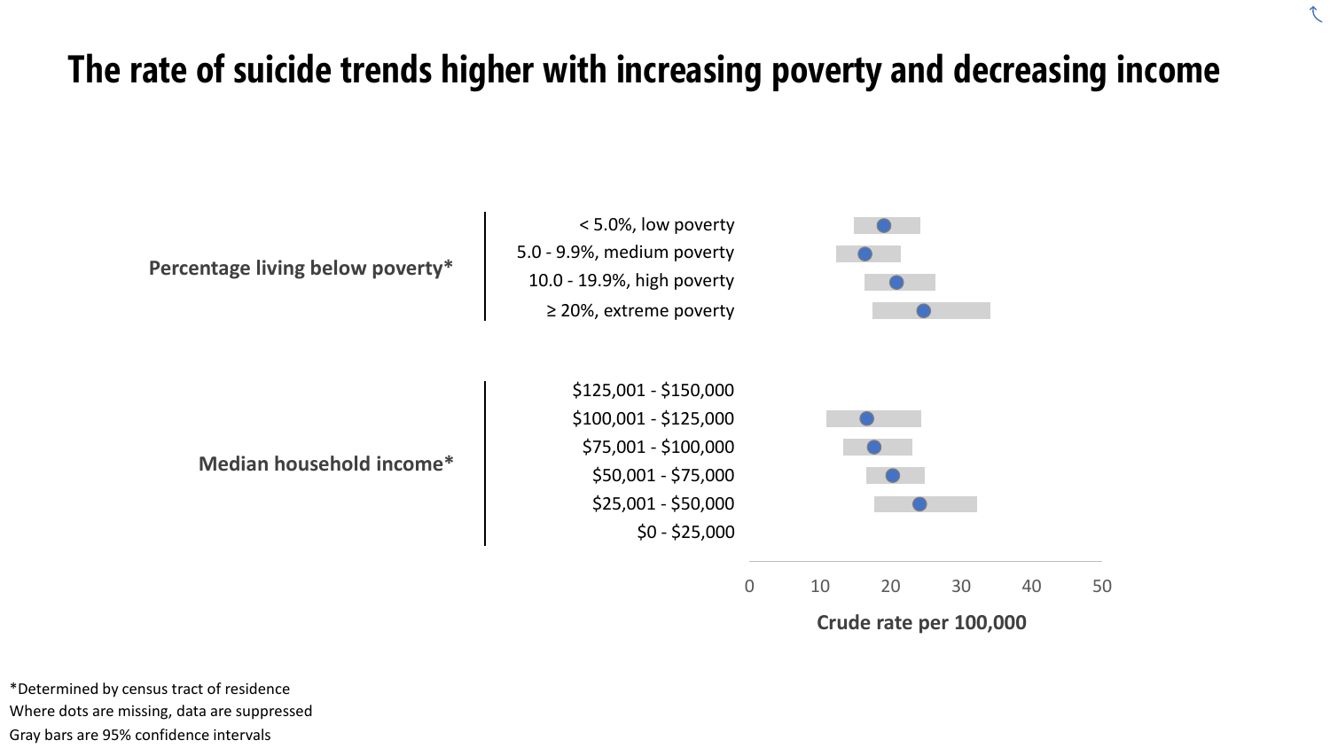# The rate of suicide trends higher with increasing poverty and decreasing income

**Percentage living below poverty***

- < 5.0%, low poverty
- 5.0 - 9.9%, medium poverty
- 10.0 - 19.9%, high poverty
- ≥ 20%, extreme poverty

**Median household income***

- $125,001 - $150,000
- $100,001 - $125,000
- $75,001 - $100,000
- $50,001 - $75,000
- $25,001 - $50,000
- $0 - $25,000

0 10 20 30 40 50

**Crude rate per 100,000**

*Determined by census tract of residence

Where dots are missing, data are suppressed

Gray bars are 95% confidence intervals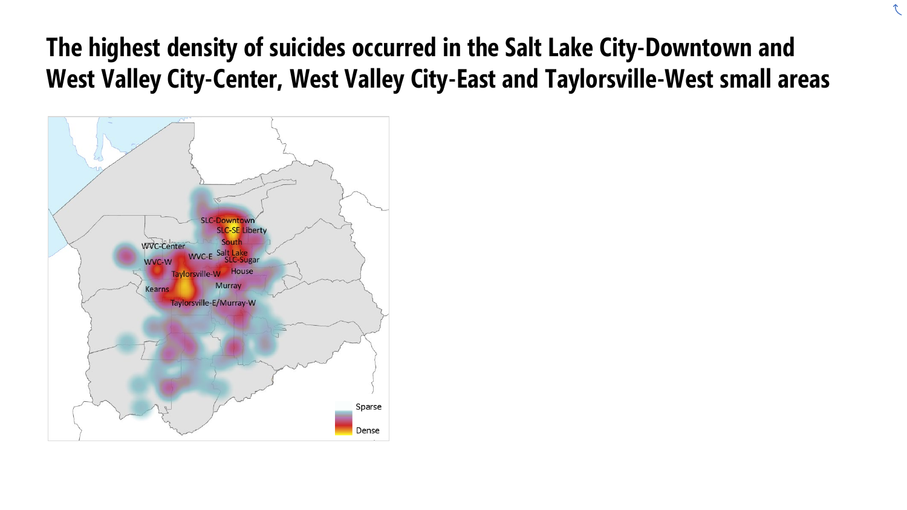# The highest density of suicides occurred in the Salt Lake City-Downtown and West Valley City-Center, West Valley City-East and Taylorsville-West small areas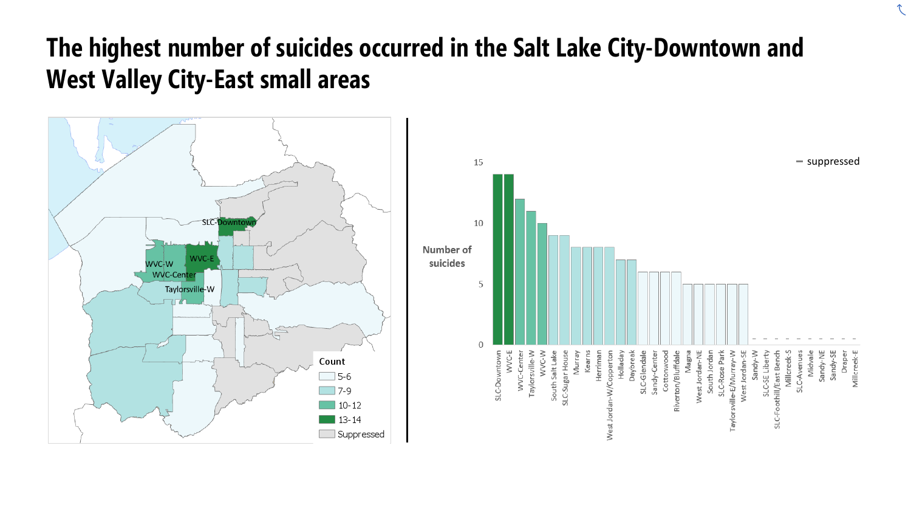# The highest number of suicides occurred in the Salt Lake City-Downtown and West Valley City-East small areas

SLC-Downtown
WVC-W
WVC-E
WVC-Center
Taylorsville-W

Count
- 5-6
- 7-9
- 10-12
- 13-14
- Suppressed

Number of suicides

– suppressed

| Small area | Number of suicides |
|---|---|
| SLC-Downtown | 14 |
| WVC-E | 14 |
| WVC-Center | 12 |
| Taylorsville-W | 11 |
| WVC-W | 10 |
| South Salt Lake | 9 |
| SLC-Sugar House | 9 |
| Murray | 8 |
| Kearns | 8 |
| Herriman | 8 |
| West Jordan-W/Copperton | 8 |
| Holladay | 7 |
| Daybreak | 7 |
| SLC-Glendale | 6 |
| Sandy-Center | 6 |
| Cottonwood | 6 |
| Riverton/Bluffdale | 6 |
| Magna | 5 |
| West Jordan-NE | 5 |
| South Jordan | 5 |
| SLC-Rose Park | 5 |
| Taylorsville-E/Murray-W | 5 |
| West Jordan-SE | 5 |
| Sandy-W | – |
| SLC-SE Liberty | – |
| SLC-Foothill/East Bench | – |
| Millcreek-S | – |
| SLC-Avenues | – |
| Midvale | – |
| Sandy-NE | – |
| Sandy-SE | – |
| Draper | – |
| Millcreek-E | – |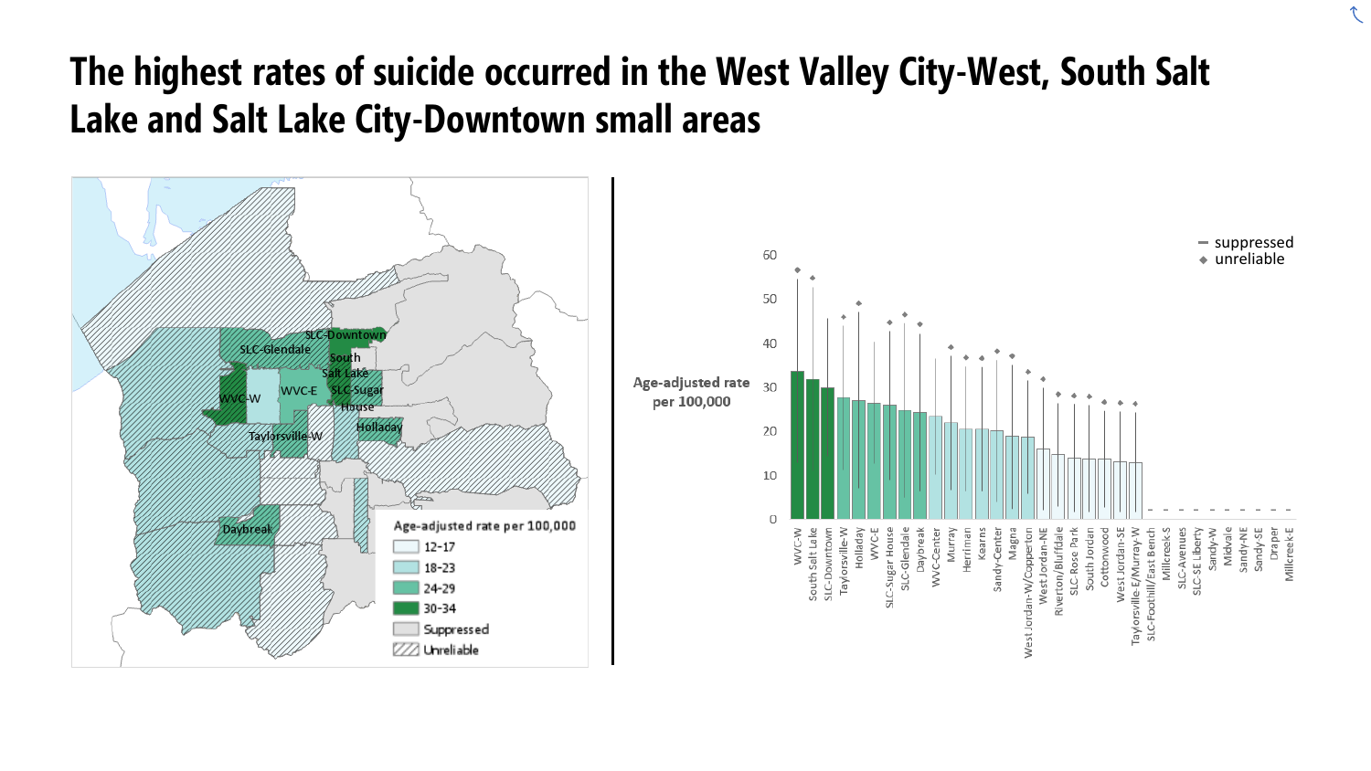# The highest rates of suicide occurred in the West Valley City-West, South Salt Lake and Salt Lake City-Downtown small areas

Age-adjusted rate per 100,000

- 12-17
- 18-23
- 24-29
- 30-34
- Suppressed
- Unreliable

Age-adjusted rate per 100,000

- suppressed
- unreliable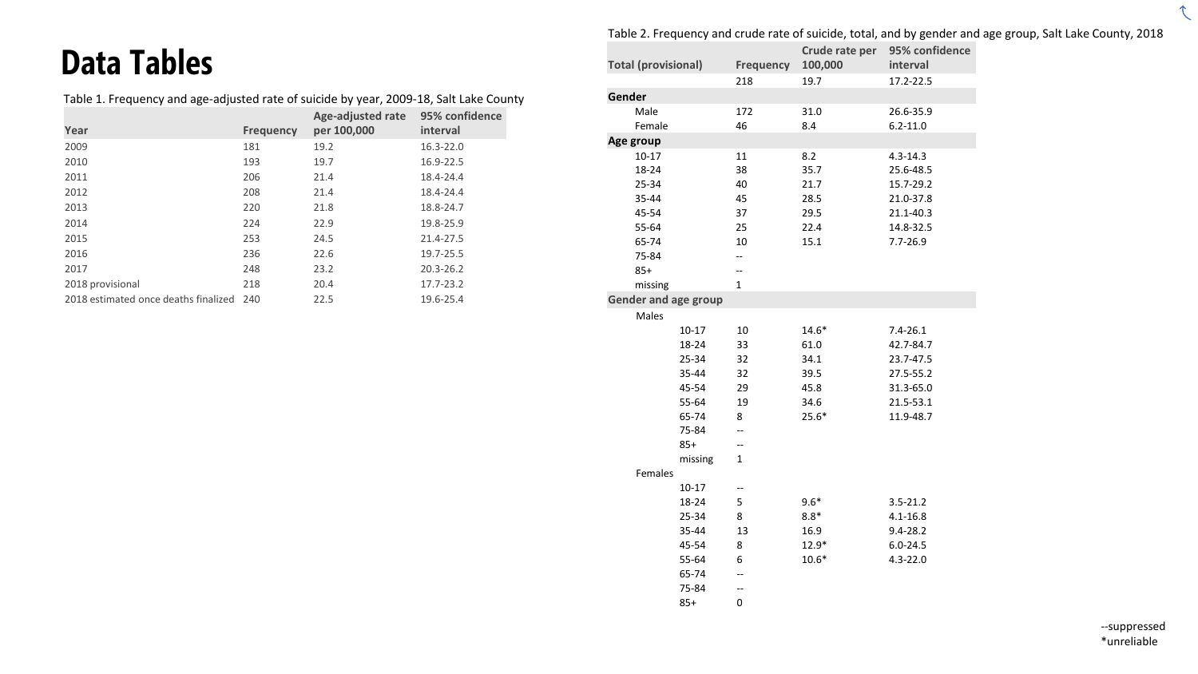# Data Tables

Table 1. Frequency and age-adjusted rate of suicide by year, 2009-18, Salt Lake County

| Year | Frequency | Age-adjusted rate per 100,000 | 95% confidence interval |
|---|---|---|---|
| 2009 | 181 | 19.2 | 16.3-22.0 |
| 2010 | 193 | 19.7 | 16.9-22.5 |
| 2011 | 206 | 21.4 | 18.4-24.4 |
| 2012 | 208 | 21.4 | 18.4-24.4 |
| 2013 | 220 | 21.8 | 18.8-24.7 |
| 2014 | 224 | 22.9 | 19.8-25.9 |
| 2015 | 253 | 24.5 | 21.4-27.5 |
| 2016 | 236 | 22.6 | 19.7-25.5 |
| 2017 | 248 | 23.2 | 20.3-26.2 |
| 2018 provisional | 218 | 20.4 | 17.7-23.2 |
| 2018 estimated once deaths finalized | 240 | 22.5 | 19.6-25.4 |

Table 2. Frequency and crude rate of suicide, total, and by gender and age group, Salt Lake County, 2018

| Total (provisional) | | Frequency | Crude rate per 100,000 | 95% confidence interval |
|---|---|---|---|---|
| | | 218 | 19.7 | 17.2-22.5 |
| **Gender** | | | | |
| Male | | 172 | 31.0 | 26.6-35.9 |
| Female | | 46 | 8.4 | 6.2-11.0 |
| **Age group** | | | | |
| 10-17 | | 11 | 8.2 | 4.3-14.3 |
| 18-24 | | 38 | 35.7 | 25.6-48.5 |
| 25-34 | | 40 | 21.7 | 15.7-29.2 |
| 35-44 | | 45 | 28.5 | 21.0-37.8 |
| 45-54 | | 37 | 29.5 | 21.1-40.3 |
| 55-64 | | 25 | 22.4 | 14.8-32.5 |
| 65-74 | | 10 | 15.1 | 7.7-26.9 |
| 75-84 | | -- | | |
| 85+ | | -- | | |
| missing | | 1 | | |
| **Gender and age group** | | | | |
| Males | | | | |
| | 10-17 | 10 | 14.6* | 7.4-26.1 |
| | 18-24 | 33 | 61.0 | 42.7-84.7 |
| | 25-34 | 32 | 34.1 | 23.7-47.5 |
| | 35-44 | 32 | 39.5 | 27.5-55.2 |
| | 45-54 | 29 | 45.8 | 31.3-65.0 |
| | 55-64 | 19 | 34.6 | 21.5-53.1 |
| | 65-74 | 8 | 25.6* | 11.9-48.7 |
| | 75-84 | -- | | |
| | 85+ | -- | | |
| | missing | 1 | | |
| Females | | | | |
| | 10-17 | -- | | |
| | 18-24 | 5 | 9.6* | 3.5-21.2 |
| | 25-34 | 8 | 8.8* | 4.1-16.8 |
| | 35-44 | 13 | 16.9 | 9.4-28.2 |
| | 45-54 | 8 | 12.9* | 6.0-24.5 |
| | 55-64 | 6 | 10.6* | 4.3-22.0 |
| | 65-74 | -- | | |
| | 75-84 | -- | | |
| | 85+ | 0 | | |

--suppressed
*unreliable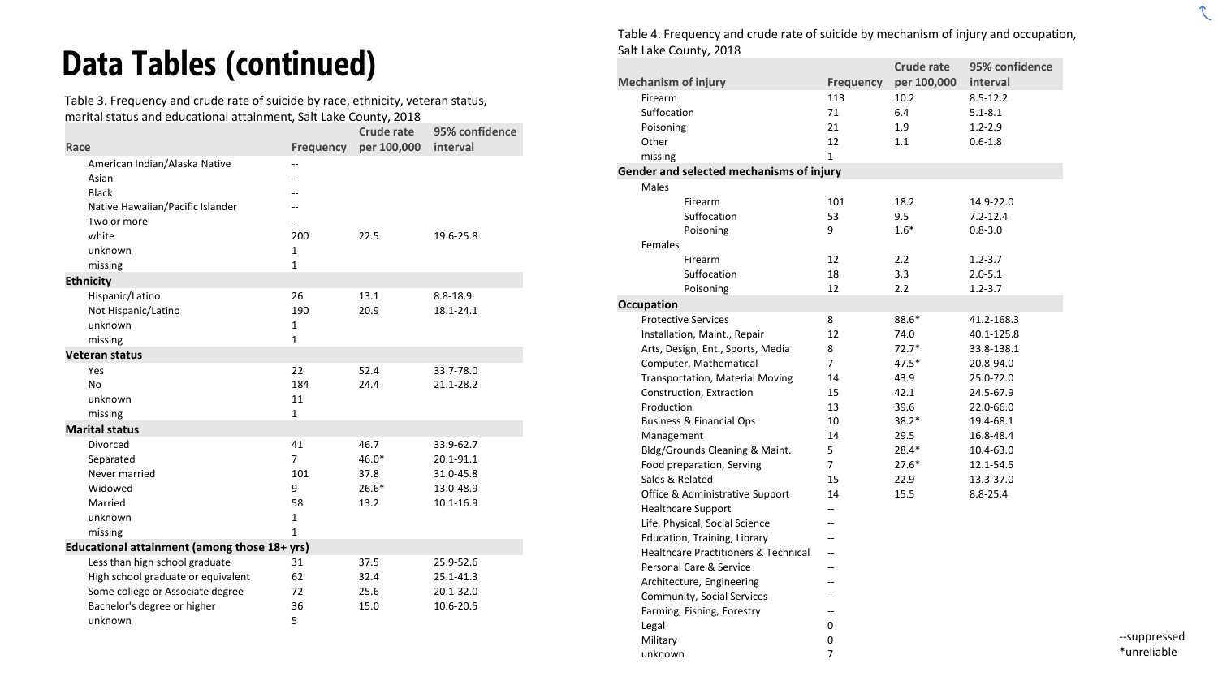# Data Tables (continued)

Table 3. Frequency and crude rate of suicide by race, ethnicity, veteran status, marital status and educational attainment, Salt Lake County, 2018

| Race | Frequency | Crude rate per 100,000 | 95% confidence interval |
|---|---|---|---|
| American Indian/Alaska Native | -- | | |
| Asian | -- | | |
| Black | -- | | |
| Native Hawaiian/Pacific Islander | -- | | |
| Two or more | -- | | |
| white | 200 | 22.5 | 19.6-25.8 |
| unknown | 1 | | |
| missing | 1 | | |
| **Ethnicity** | | | |
| Hispanic/Latino | 26 | 13.1 | 8.8-18.9 |
| Not Hispanic/Latino | 190 | 20.9 | 18.1-24.1 |
| unknown | 1 | | |
| missing | 1 | | |
| **Veteran status** | | | |
| Yes | 22 | 52.4 | 33.7-78.0 |
| No | 184 | 24.4 | 21.1-28.2 |
| unknown | 11 | | |
| missing | 1 | | |
| **Marital status** | | | |
| Divorced | 41 | 46.7 | 33.9-62.7 |
| Separated | 7 | 46.0* | 20.1-91.1 |
| Never married | 101 | 37.8 | 31.0-45.8 |
| Widowed | 9 | 26.6* | 13.0-48.9 |
| Married | 58 | 13.2 | 10.1-16.9 |
| unknown | 1 | | |
| missing | 1 | | |
| **Educational attainment (among those 18+ yrs)** | | | |
| Less than high school graduate | 31 | 37.5 | 25.9-52.6 |
| High school graduate or equivalent | 62 | 32.4 | 25.1-41.3 |
| Some college or Associate degree | 72 | 25.6 | 20.1-32.0 |
| Bachelor's degree or higher | 36 | 15.0 | 10.6-20.5 |
| unknown | 5 | | |

Table 4. Frequency and crude rate of suicide by mechanism of injury and occupation, Salt Lake County, 2018

| Mechanism of injury | Frequency | Crude rate per 100,000 | 95% confidence interval |
|---|---|---|---|
| Firearm | 113 | 10.2 | 8.5-12.2 |
| Suffocation | 71 | 6.4 | 5.1-8.1 |
| Poisoning | 21 | 1.9 | 1.2-2.9 |
| Other | 12 | 1.1 | 0.6-1.8 |
| missing | 1 | | |
| **Gender and selected mechanisms of injury** | | | |
| Males | | | |
| Firearm | 101 | 18.2 | 14.9-22.0 |
| Suffocation | 53 | 9.5 | 7.2-12.4 |
| Poisoning | 9 | 1.6* | 0.8-3.0 |
| Females | | | |
| Firearm | 12 | 2.2 | 1.2-3.7 |
| Suffocation | 18 | 3.3 | 2.0-5.1 |
| Poisoning | 12 | 2.2 | 1.2-3.7 |
| **Occupation** | | | |
| Protective Services | 8 | 88.6* | 41.2-168.3 |
| Installation, Maint., Repair | 12 | 74.0 | 40.1-125.8 |
| Arts, Design, Ent., Sports, Media | 8 | 72.7* | 33.8-138.1 |
| Computer, Mathematical | 7 | 47.5* | 20.8-94.0 |
| Transportation, Material Moving | 14 | 43.9 | 25.0-72.0 |
| Construction, Extraction | 15 | 42.1 | 24.5-67.9 |
| Production | 13 | 39.6 | 22.0-66.0 |
| Business & Financial Ops | 10 | 38.2* | 19.4-68.1 |
| Management | 14 | 29.5 | 16.8-48.4 |
| Bldg/Grounds Cleaning & Maint. | 5 | 28.4* | 10.4-63.0 |
| Food preparation, Serving | 7 | 27.6* | 12.1-54.5 |
| Sales & Related | 15 | 22.9 | 13.3-37.0 |
| Office & Administrative Support | 14 | 15.5 | 8.8-25.4 |
| Healthcare Support | -- | | |
| Life, Physical, Social Science | -- | | |
| Education, Training, Library | -- | | |
| Healthcare Practitioners & Technical | -- | | |
| Personal Care & Service | -- | | |
| Architecture, Engineering | -- | | |
| Community, Social Services | -- | | |
| Farming, Fishing, Forestry | -- | | |
| Legal | 0 | | |
| Military | 0 | | |
| unknown | 7 | | |

--suppressed
*unreliable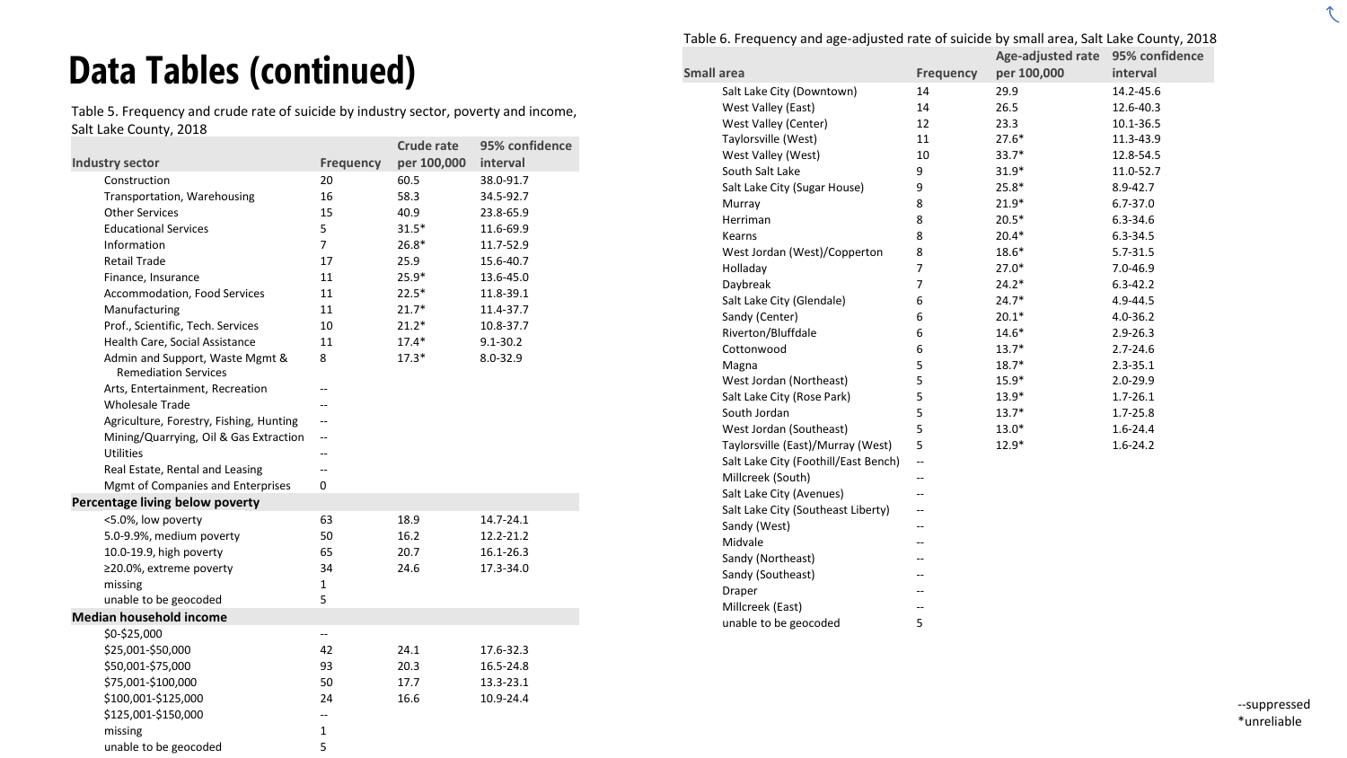# Data Tables (continued)

Table 5. Frequency and crude rate of suicide by industry sector, poverty and income, Salt Lake County, 2018

| Industry sector | Frequency | Crude rate per 100,000 | 95% confidence interval |
|---|---|---|---|
| Construction | 20 | 60.5 | 38.0-91.7 |
| Transportation, Warehousing | 16 | 58.3 | 34.5-92.7 |
| Other Services | 15 | 40.9 | 23.8-65.9 |
| Educational Services | 5 | 31.5* | 11.6-69.9 |
| Information | 7 | 26.8* | 11.7-52.9 |
| Retail Trade | 17 | 25.9 | 15.6-40.7 |
| Finance, Insurance | 11 | 25.9* | 13.6-45.0 |
| Accommodation, Food Services | 11 | 22.5* | 11.8-39.1 |
| Manufacturing | 11 | 21.7* | 11.4-37.7 |
| Prof., Scientific, Tech. Services | 10 | 21.2* | 10.8-37.7 |
| Health Care, Social Assistance | 11 | 17.4* | 9.1-30.2 |
| Admin and Support, Waste Mgmt & Remediation Services | 8 | 17.3* | 8.0-32.9 |
| Arts, Entertainment, Recreation | -- | | |
| Wholesale Trade | -- | | |
| Agriculture, Forestry, Fishing, Hunting | -- | | |
| Mining/Quarrying, Oil & Gas Extraction | -- | | |
| Utilities | -- | | |
| Real Estate, Rental and Leasing | -- | | |
| Mgmt of Companies and Enterprises | 0 | | |
| **Percentage living below poverty** | | | |
| <5.0%, low poverty | 63 | 18.9 | 14.7-24.1 |
| 5.0-9.9%, medium poverty | 50 | 16.2 | 12.2-21.2 |
| 10.0-19.9, high poverty | 65 | 20.7 | 16.1-26.3 |
| ≥20.0%, extreme poverty | 34 | 24.6 | 17.3-34.0 |
| missing | 1 | | |
| unable to be geocoded | 5 | | |
| **Median household income** | | | |
| $0-$25,000 | -- | | |
| $25,001-$50,000 | 42 | 24.1 | 17.6-32.3 |
| $50,001-$75,000 | 93 | 20.3 | 16.5-24.8 |
| $75,001-$100,000 | 50 | 17.7 | 13.3-23.1 |
| $100,001-$125,000 | 24 | 16.6 | 10.9-24.4 |
| $125,001-$150,000 | -- | | |
| missing | 1 | | |
| unable to be geocoded | 5 | | |

Table 6. Frequency and age-adjusted rate of suicide by small area, Salt Lake County, 2018

| Small area | Frequency | Age-adjusted rate per 100,000 | 95% confidence interval |
|---|---|---|---|
| Salt Lake City (Downtown) | 14 | 29.9 | 14.2-45.6 |
| West Valley (East) | 14 | 26.5 | 12.6-40.3 |
| West Valley (Center) | 12 | 23.3 | 10.1-36.5 |
| Taylorsville (West) | 11 | 27.6* | 11.3-43.9 |
| West Valley (West) | 10 | 33.7* | 12.8-54.5 |
| South Salt Lake | 9 | 31.9* | 11.0-52.7 |
| Salt Lake City (Sugar House) | 9 | 25.8* | 8.9-42.7 |
| Murray | 8 | 21.9* | 6.7-37.0 |
| Herriman | 8 | 20.5* | 6.3-34.6 |
| Kearns | 8 | 20.4* | 6.3-34.5 |
| West Jordan (West)/Copperton | 8 | 18.6* | 5.7-31.5 |
| Holladay | 7 | 27.0* | 7.0-46.9 |
| Daybreak | 7 | 24.2* | 6.3-42.2 |
| Salt Lake City (Glendale) | 6 | 24.7* | 4.9-44.5 |
| Sandy (Center) | 6 | 20.1* | 4.0-36.2 |
| Riverton/Bluffdale | 6 | 14.6* | 2.9-26.3 |
| Cottonwood | 6 | 13.7* | 2.7-24.6 |
| Magna | 5 | 18.7* | 2.3-35.1 |
| West Jordan (Northeast) | 5 | 15.9* | 2.0-29.9 |
| Salt Lake City (Rose Park) | 5 | 13.9* | 1.7-26.1 |
| South Jordan | 5 | 13.7* | 1.7-25.8 |
| West Jordan (Southeast) | 5 | 13.0* | 1.6-24.4 |
| Taylorsville (East)/Murray (West) | 5 | 12.9* | 1.6-24.2 |
| Salt Lake City (Foothill/East Bench) | -- | | |
| Millcreek (South) | -- | | |
| Salt Lake City (Avenues) | -- | | |
| Salt Lake City (Southeast Liberty) | -- | | |
| Sandy (West) | -- | | |
| Midvale | -- | | |
| Sandy (Northeast) | -- | | |
| Sandy (Southeast) | -- | | |
| Draper | -- | | |
| Millcreek (East) | -- | | |
| unable to be geocoded | 5 | | |

--suppressed
*unreliable